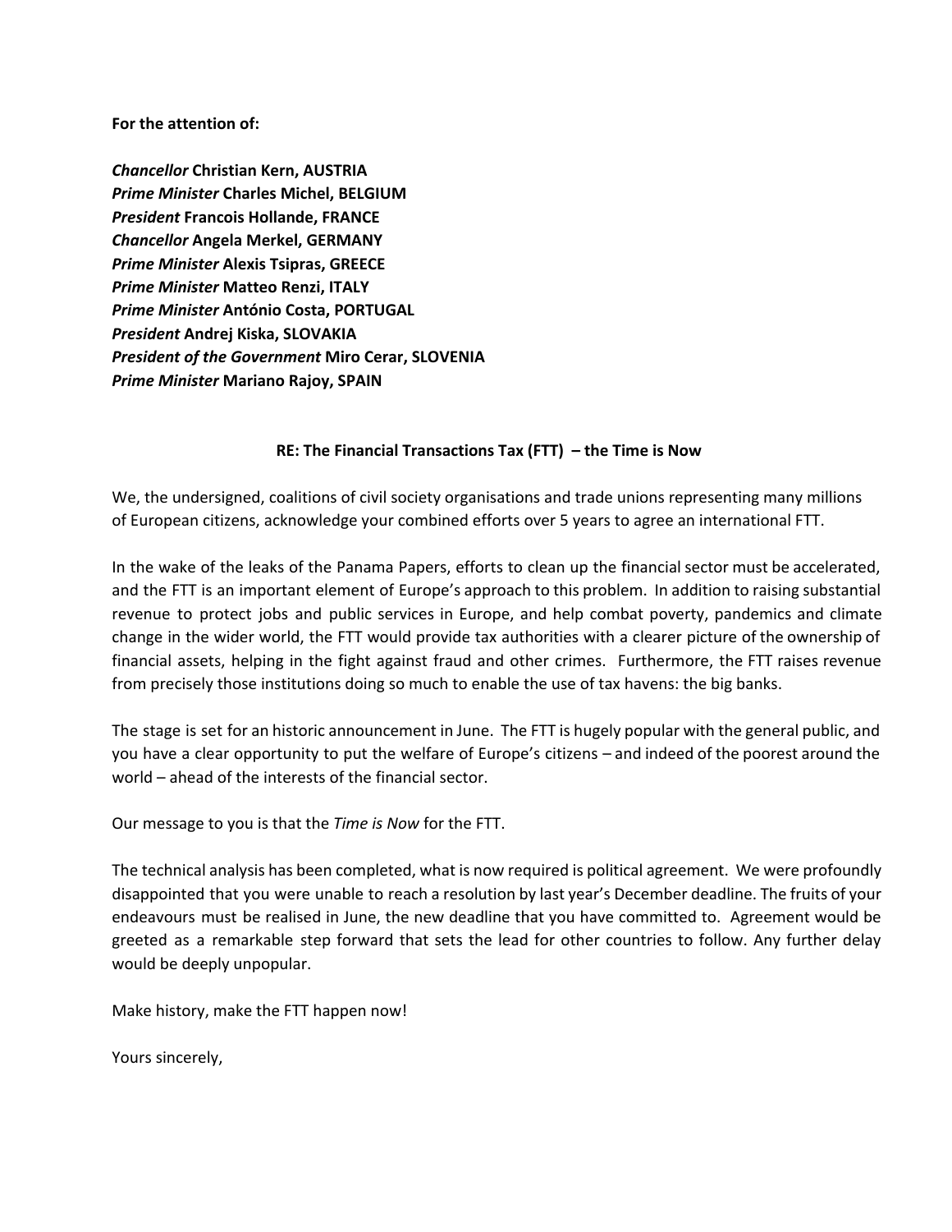**For the attention of:**

***Chancellor* Christian Kern, AUSTRIA**
***Prime Minister* Charles Michel, BELGIUM**
***President* Francois Hollande, FRANCE**
***Chancellor* Angela Merkel, GERMANY**
***Prime Minister* Alexis Tsipras, GREECE**
***Prime Minister* Matteo Renzi, ITALY**
***Prime Minister* António Costa, PORTUGAL**
***President* Andrej Kiska, SLOVAKIA**
***President of the Government* Miro Cerar, SLOVENIA**
***Prime Minister* Mariano Rajoy, SPAIN**

**RE: The Financial Transactions Tax (FTT) – the Time is Now**

We, the undersigned, coalitions of civil society organisations and trade unions representing many millions of European citizens, acknowledge your combined efforts over 5 years to agree an international FTT.

In the wake of the leaks of the Panama Papers, efforts to clean up the financial sector must be accelerated, and the FTT is an important element of Europe's approach to this problem. In addition to raising substantial revenue to protect jobs and public services in Europe, and help combat poverty, pandemics and climate change in the wider world, the FTT would provide tax authorities with a clearer picture of the ownership of financial assets, helping in the fight against fraud and other crimes. Furthermore, the FTT raises revenue from precisely those institutions doing so much to enable the use of tax havens: the big banks.

The stage is set for an historic announcement in June. The FTT is hugely popular with the general public, and you have a clear opportunity to put the welfare of Europe's citizens – and indeed of the poorest around the world – ahead of the interests of the financial sector.

Our message to you is that the *Time is Now* for the FTT.

The technical analysis has been completed, what is now required is political agreement. We were profoundly disappointed that you were unable to reach a resolution by last year's December deadline. The fruits of your endeavours must be realised in June, the new deadline that you have committed to. Agreement would be greeted as a remarkable step forward that sets the lead for other countries to follow. Any further delay would be deeply unpopular.

Make history, make the FTT happen now!

Yours sincerely,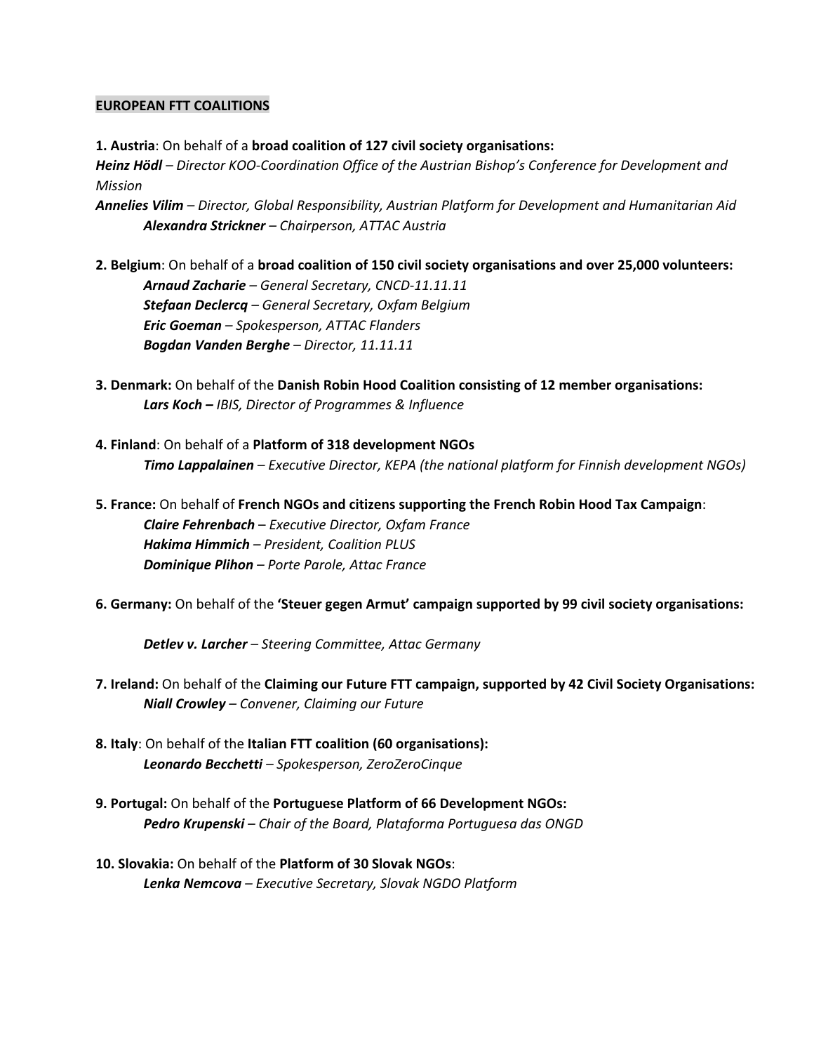## EUROPEAN FTT COALITIONS

**1. Austria**: On behalf of a **broad coalition of 127 civil society organisations:**
***Heinz Hödl*** *– Director KOO-Coordination Office of the Austrian Bishop's Conference for Development and Mission*
***Annelies Vilim*** *– Director, Global Responsibility, Austrian Platform for Development and Humanitarian Aid*
***Alexandra Strickner*** *– Chairperson, ATTAC Austria*

**2. Belgium**: On behalf of a **broad coalition of 150 civil society organisations and over 25,000 volunteers:**
***Arnaud Zacharie*** *– General Secretary, CNCD-11.11.11*
***Stefaan Declercq*** *– General Secretary, Oxfam Belgium*
***Eric Goeman*** *– Spokesperson, ATTAC Flanders*
***Bogdan Vanden Berghe*** *– Director, 11.11.11*

**3. Denmark:** On behalf of the **Danish Robin Hood Coalition consisting of 12 member organisations:**
***Lars Koch –*** *IBIS, Director of Programmes & Influence*

**4. Finland**: On behalf of a **Platform of 318 development NGOs**
***Timo Lappalainen*** *– Executive Director, KEPA (the national platform for Finnish development NGOs)*

**5. France:** On behalf of **French NGOs and citizens supporting the French Robin Hood Tax Campaign**:
***Claire Fehrenbach*** *– Executive Director, Oxfam France*
***Hakima Himmich*** *– President, Coalition PLUS*
***Dominique Plihon*** *– Porte Parole, Attac France*

**6. Germany:** On behalf of the **'Steuer gegen Armut' campaign supported by 99 civil society organisations:**

***Detlev v. Larcher*** *– Steering Committee, Attac Germany*

**7. Ireland:** On behalf of the **Claiming our Future FTT campaign, supported by 42 Civil Society Organisations:**
***Niall Crowley*** *– Convener, Claiming our Future*

**8. Italy**: On behalf of the **Italian FTT coalition (60 organisations):**
***Leonardo Becchetti*** *– Spokesperson, ZeroZeroCinque*

**9. Portugal:** On behalf of the **Portuguese Platform of 66 Development NGOs:**
***Pedro Krupenski*** *– Chair of the Board, Plataforma Portuguesa das ONGD*

**10. Slovakia:** On behalf of the **Platform of 30 Slovak NGOs**:
***Lenka Nemcova*** *– Executive Secretary, Slovak NGDO Platform*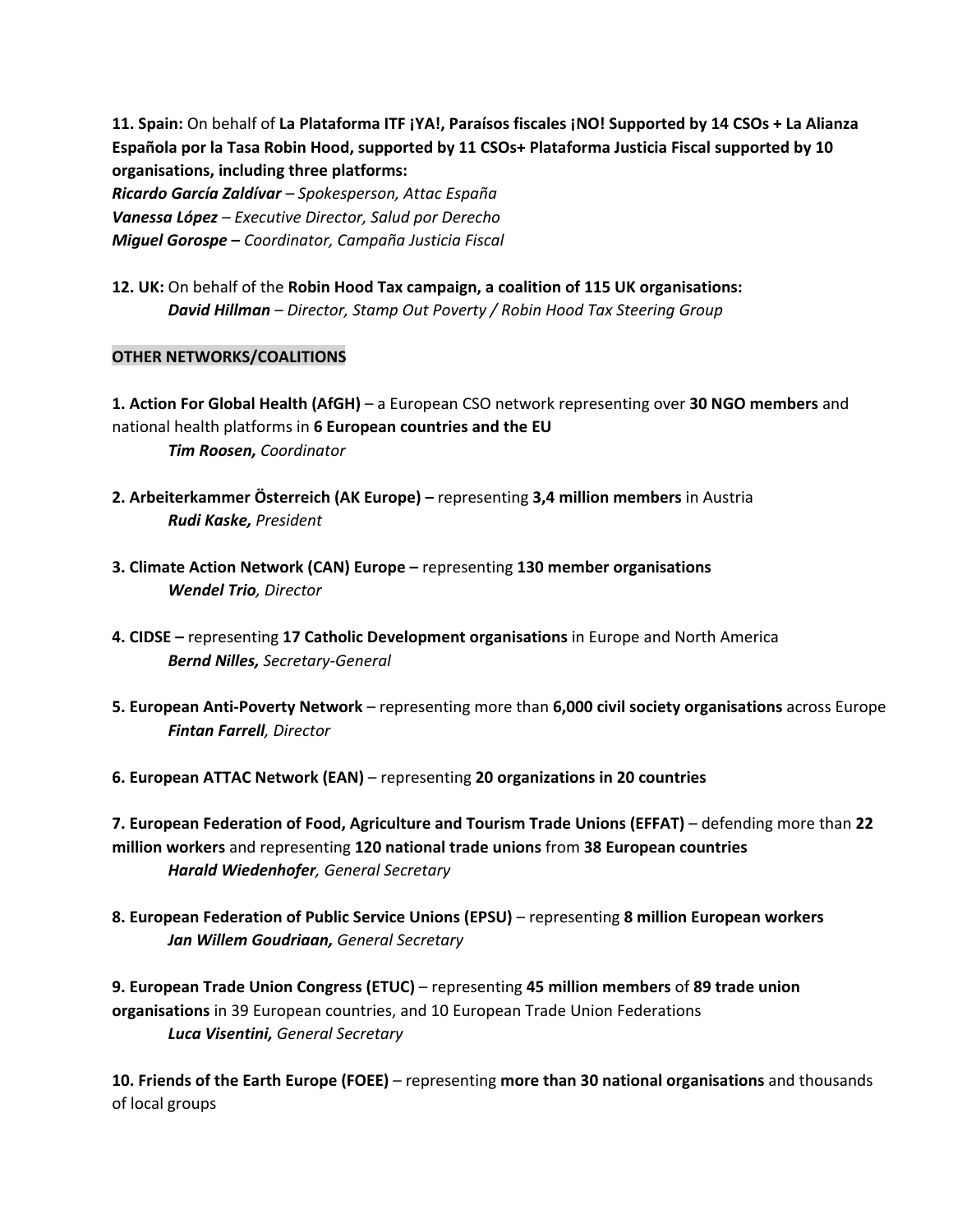**11. Spain:** On behalf of **La Plataforma ITF ¡YA!, Paraísos fiscales ¡NO! Supported by 14 CSOs + La Alianza Española por la Tasa Robin Hood, supported by 11 CSOs+ Plataforma Justicia Fiscal supported by 10 organisations, including three platforms:**
***Ricardo García Zaldívar*** *– Spokesperson, Attac España*
***Vanessa López*** *– Executive Director, Salud por Derecho*
***Miguel Gorospe –*** *Coordinator, Campaña Justicia Fiscal*

**12. UK:** On behalf of the **Robin Hood Tax campaign, a coalition of 115 UK organisations:**
***David Hillman*** *– Director, Stamp Out Poverty / Robin Hood Tax Steering Group*

## OTHER NETWORKS/COALITIONS

**1. Action For Global Health (AfGH)** – a European CSO network representing over **30 NGO members** and national health platforms in **6 European countries and the EU**
***Tim Roosen,*** *Coordinator*

**2. Arbeiterkammer Österreich (AK Europe) –** representing **3,4 million members** in Austria
***Rudi Kaske,*** *President*

**3. Climate Action Network (CAN) Europe –** representing **130 member organisations**
***Wendel Trio****, Director*

**4. CIDSE –** representing **17 Catholic Development organisations** in Europe and North America
***Bernd Nilles,*** *Secretary-General*

**5. European Anti-Poverty Network** – representing more than **6,000 civil society organisations** across Europe
***Fintan Farrell****, Director*

**6. European ATTAC Network (EAN)** – representing **20 organizations in 20 countries**

**7. European Federation of Food, Agriculture and Tourism Trade Unions (EFFAT)** – defending more than **22 million workers** and representing **120 national trade unions** from **38 European countries**
***Harald Wiedenhofer****, General Secretary*

**8. European Federation of Public Service Unions (EPSU)** – representing **8 million European workers**
***Jan Willem Goudriaan,*** *General Secretary*

**9. European Trade Union Congress (ETUC)** – representing **45 million members** of **89 trade union organisations** in 39 European countries, and 10 European Trade Union Federations
***Luca Visentini,*** *General Secretary*

**10. Friends of the Earth Europe (FOEE)** – representing **more than 30 national organisations** and thousands of local groups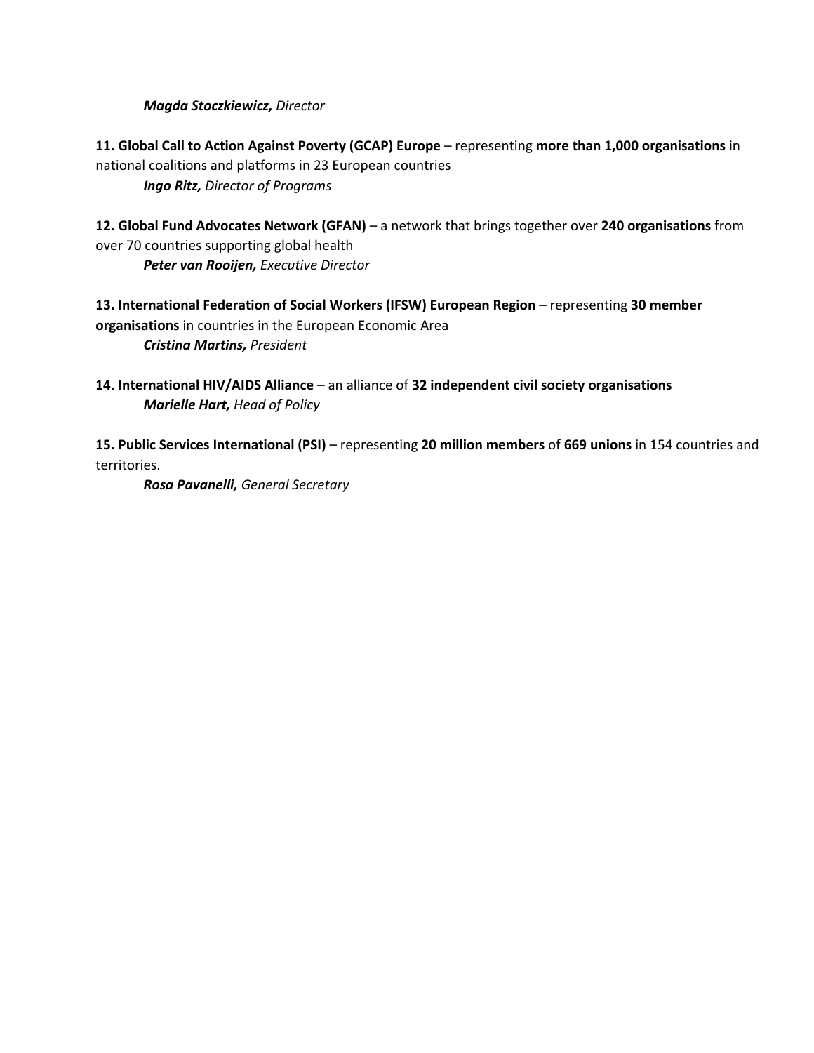***Magda Stoczkiewicz,*** *Director*

**11. Global Call to Action Against Poverty (GCAP) Europe** – representing **more than 1,000 organisations** in national coalitions and platforms in 23 European countries

***Ingo Ritz,*** *Director of Programs*

**12. Global Fund Advocates Network (GFAN)** – a network that brings together over **240 organisations** from over 70 countries supporting global health

***Peter van Rooijen,*** *Executive Director*

**13. International Federation of Social Workers (IFSW) European Region** – representing **30 member organisations** in countries in the European Economic Area

***Cristina Martins,*** *President*

**14. International HIV/AIDS Alliance** – an alliance of **32 independent civil society organisations**

***Marielle Hart,*** *Head of Policy*

**15. Public Services International (PSI)** – representing **20 million members** of **669 unions** in 154 countries and territories.

***Rosa Pavanelli,*** *General Secretary*